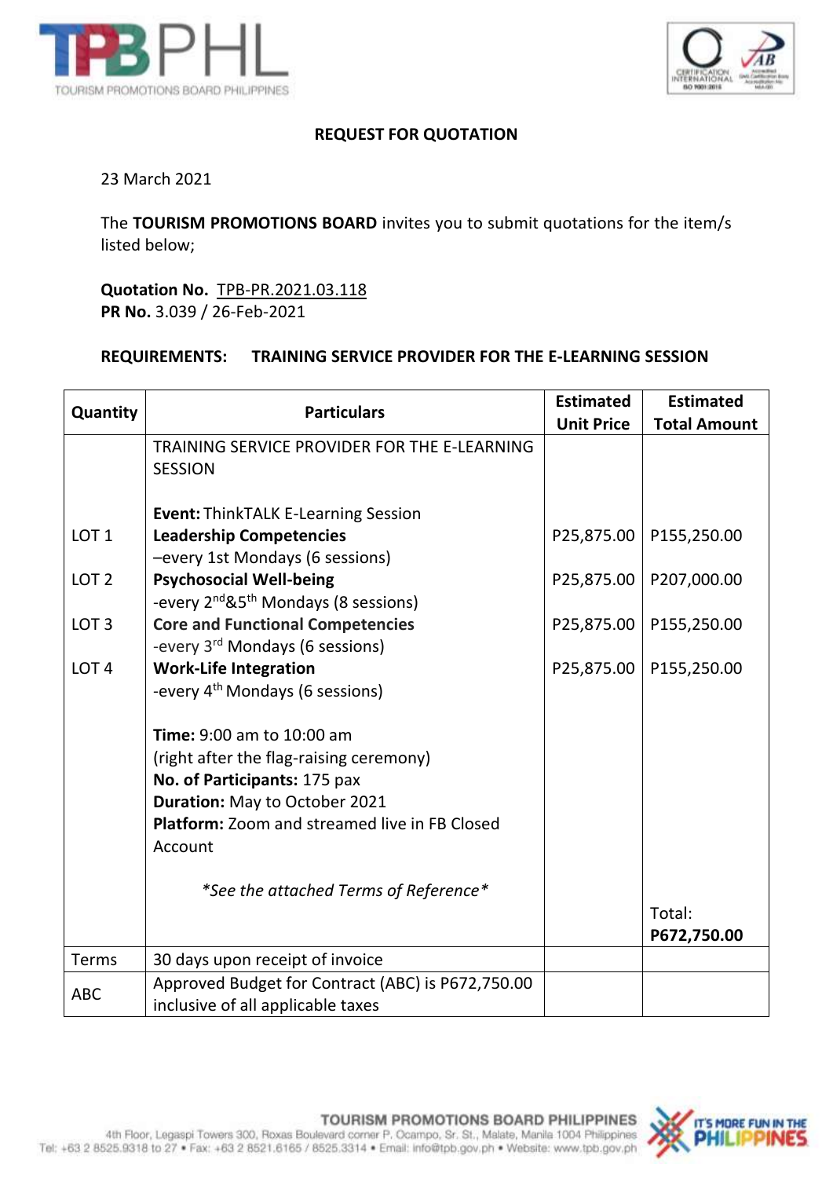## REQUEST FOR QUOTATION

23 March 2021

The **TOURISM PROMOTIONS BOARD** invites you to submit quotations for the item/s listed below;

**Quotation No.** TPB-PR.2021.03.118
**PR No.** 3.039 / 26-Feb-2021

**REQUIREMENTS:** **TRAINING SERVICE PROVIDER FOR THE E-LEARNING SESSION**

| Quantity | Particulars | Estimated Unit Price | Estimated Total Amount |
|---|---|---|---|
| | TRAINING SERVICE PROVIDER FOR THE E-LEARNING SESSION | | |
| | **Event:** ThinkTALK E-Learning Session | | |
| LOT 1 | **Leadership Competencies** –every 1st Mondays (6 sessions) | P25,875.00 | P155,250.00 |
| LOT 2 | **Psychosocial Well-being** -every 2nd&5th Mondays (8 sessions) | P25,875.00 | P207,000.00 |
| LOT 3 | **Core and Functional Competencies** -every 3rd Mondays (6 sessions) | P25,875.00 | P155,250.00 |
| LOT 4 | **Work-Life Integration** -every 4th Mondays (6 sessions) | P25,875.00 | P155,250.00 |
| | **Time:** 9:00 am to 10:00 am (right after the flag-raising ceremony) **No. of Participants:** 175 pax **Duration:** May to October 2021 **Platform:** Zoom and streamed live in FB Closed Account | | |
| | *\*See the attached Terms of Reference\** | | Total: **P672,750.00** |
| Terms | 30 days upon receipt of invoice | | |
| ABC | Approved Budget for Contract (ABC) is P672,750.00 inclusive of all applicable taxes | | |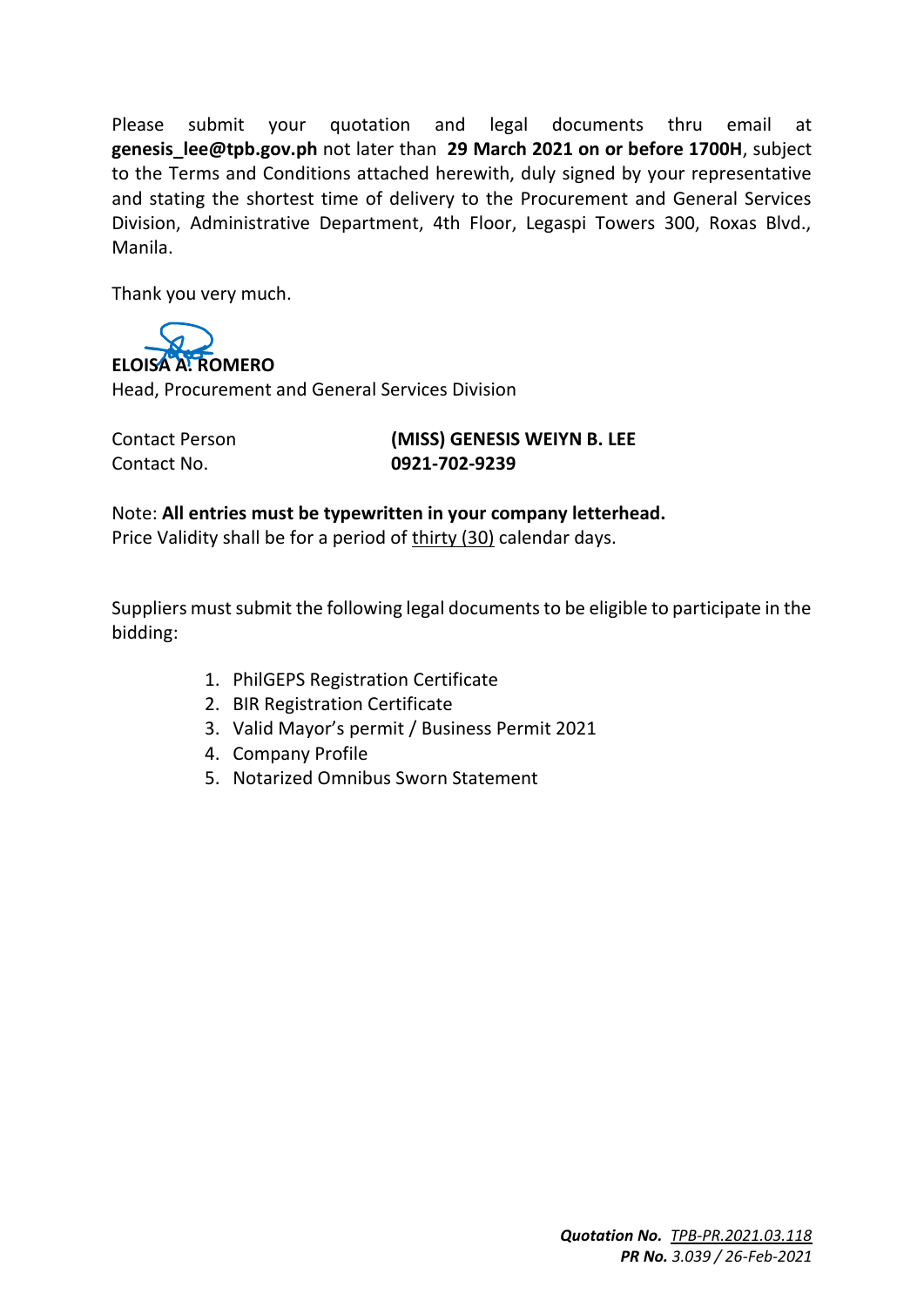Please submit your quotation and legal documents thru email at **genesis_lee@tpb.gov.ph** not later than **29 March 2021 on or before 1700H**, subject to the Terms and Conditions attached herewith, duly signed by your representative and stating the shortest time of delivery to the Procurement and General Services Division, Administrative Department, 4th Floor, Legaspi Towers 300, Roxas Blvd., Manila.

Thank you very much.

**ELOISA A. ROMERO**
Head, Procurement and General Services Division

| | |
|---|---|
| Contact Person | **(MISS) GENESIS WEIYN B. LEE** |
| Contact No. | **0921-702-9239** |

Note: **All entries must be typewritten in your company letterhead.**
Price Validity shall be for a period of thirty (30) calendar days.

Suppliers must submit the following legal documents to be eligible to participate in the bidding:

1. PhilGEPS Registration Certificate
2. BIR Registration Certificate
3. Valid Mayor's permit / Business Permit 2021
4. Company Profile
5. Notarized Omnibus Sworn Statement

***Quotation No.*** *TPB-PR.2021.03.118*
***PR No.*** *3.039 / 26-Feb-2021*